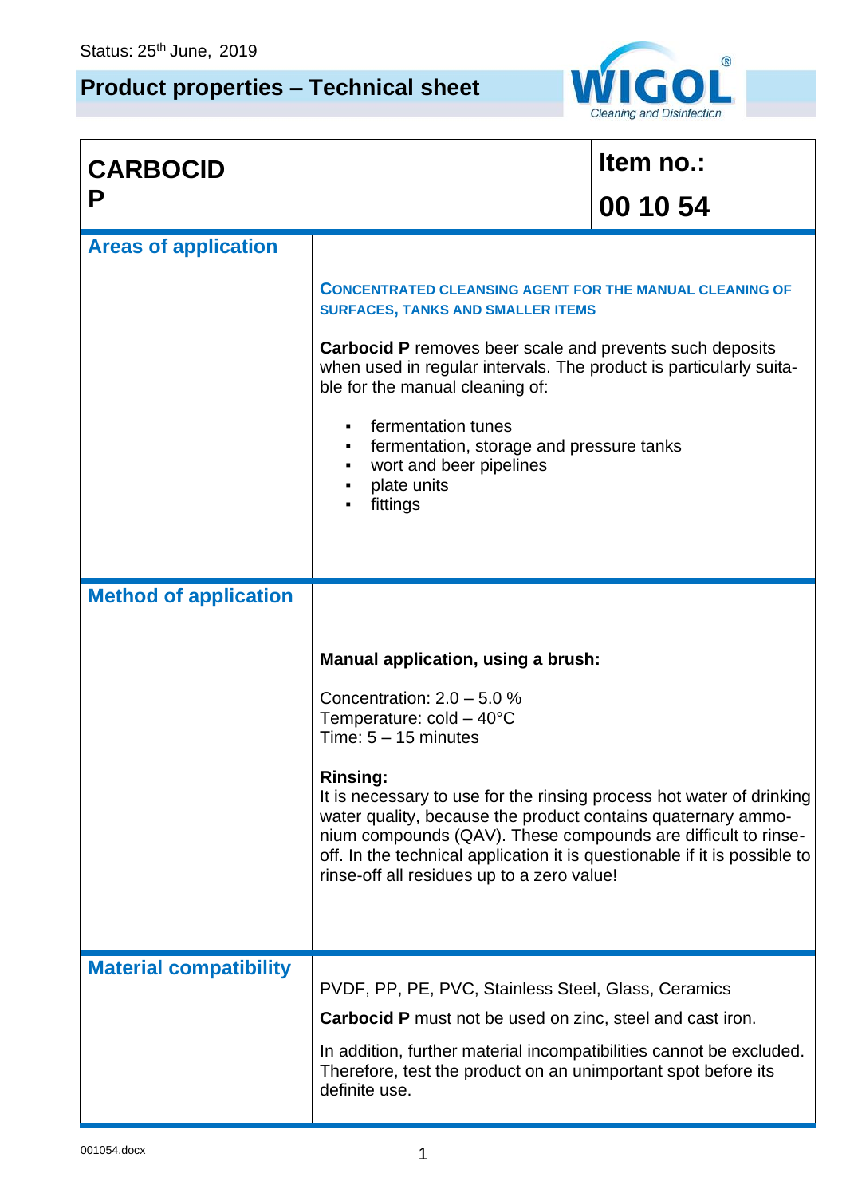Status: 25th June, 2019

# Product properties – Technical sheet

WIGOL® Cleaning and Disinfection

| **CARBOCID P** | **Item no.: 00 10 54** |
|---|---|
| **Areas of application** | **CONCENTRATED CLEANSING AGENT FOR THE MANUAL CLEANING OF SURFACES, TANKS AND SMALLER ITEMS**<br><br>**Carbocid P** removes beer scale and prevents such deposits when used in regular intervals. The product is particularly suitable for the manual cleaning of:<br><br>▪ fermentation tunes<br>▪ fermentation, storage and pressure tanks<br>▪ wort and beer pipelines<br>▪ plate units<br>▪ fittings |
| **Method of application** | **Manual application, using a brush:**<br><br>Concentration: 2.0 – 5.0 %<br>Temperature: cold – 40°C<br>Time: 5 – 15 minutes<br><br>**Rinsing:**<br>It is necessary to use for the rinsing process hot water of drinking water quality, because the product contains quaternary ammonium compounds (QAV). These compounds are difficult to rinse-off. In the technical application it is questionable if it is possible to rinse-off all residues up to a zero value! |
| **Material compatibility** | PVDF, PP, PE, PVC, Stainless Steel, Glass, Ceramics<br><br>**Carbocid P** must not be used on zinc, steel and cast iron.<br><br>In addition, further material incompatibilities cannot be excluded. Therefore, test the product on an unimportant spot before its definite use. |

001054.docx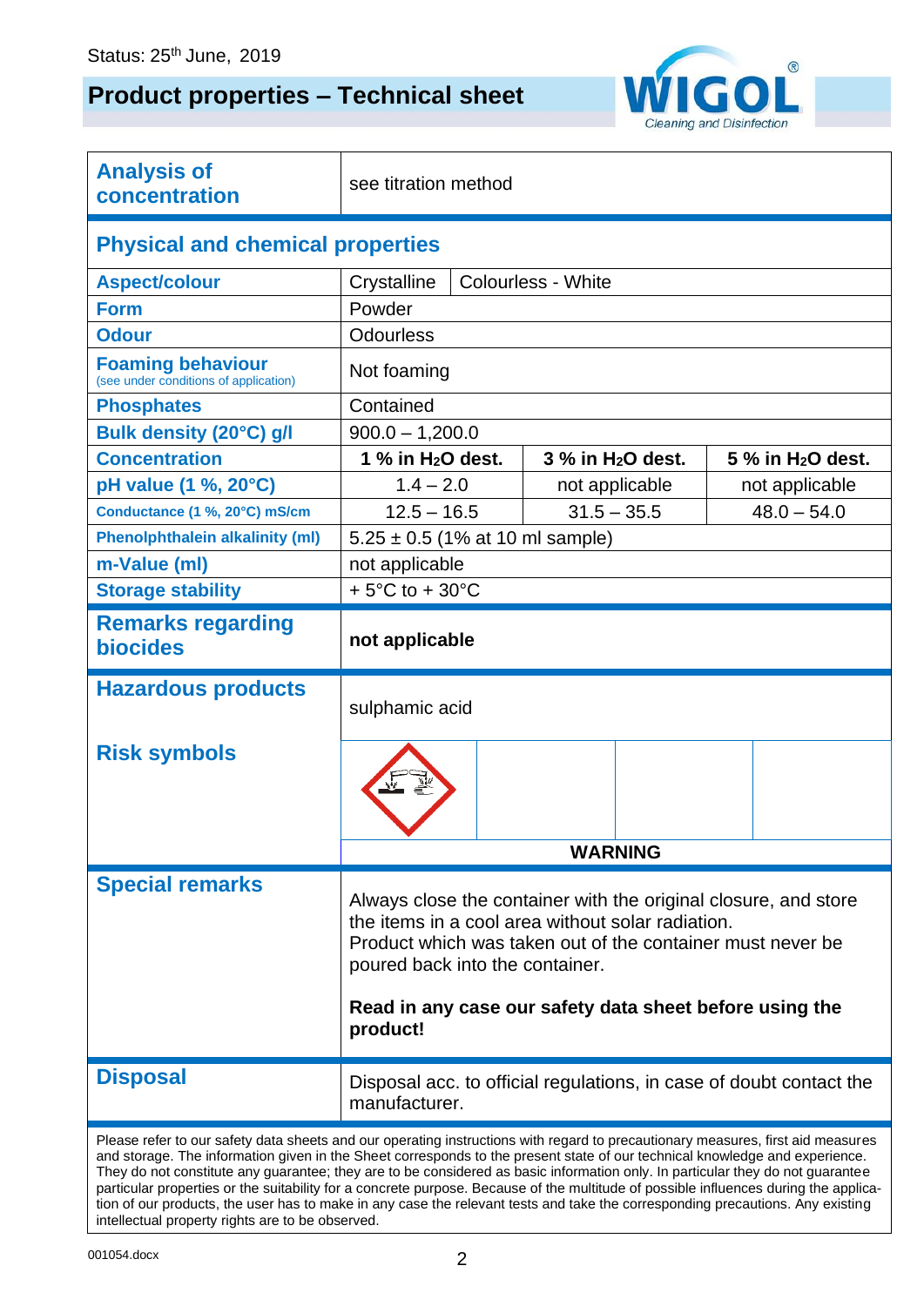Status: 25th June, 2019

# Product properties – Technical sheet

WIGOL® Cleaning and Disinfection

| | | | |
|---|---|---|---|
| **Analysis of concentration** | see titration method | | |
| **Physical and chemical properties** | | | |
| **Aspect/colour** | Crystalline | Colourless - White | |
| **Form** | Powder | | |
| **Odour** | Odourless | | |
| **Foaming behaviour** (see under conditions of application) | Not foaming | | |
| **Phosphates** | Contained | | |
| **Bulk density (20°C) g/l** | 900.0 – 1,200.0 | | |
| **Concentration** | **1 % in $H_2O$ dest.** | **3 % in $H_2O$ dest.** | **5 % in $H_2O$ dest.** |
| **pH value (1 %, 20°C)** | 1.4 – 2.0 | not applicable | not applicable |
| **Conductance (1 %, 20°C) mS/cm** | 12.5 – 16.5 | 31.5 – 35.5 | 48.0 – 54.0 |
| **Phenolphthalein alkalinity (ml)** | 5.25 ± 0.5 (1% at 10 ml sample) | | |
| **m-Value (ml)** | not applicable | | |
| **Storage stability** | + 5°C to + 30°C | | |
| **Remarks regarding biocides** | **not applicable** | | |
| **Hazardous products** | sulphamic acid | | |
| **Risk symbols** | **WARNING** | | |
| **Special remarks** | Always close the container with the original closure, and store the items in a cool area without solar radiation. Product which was taken out of the container must never be poured back into the container. **Read in any case our safety data sheet before using the product!** | | |
| **Disposal** | Disposal acc. to official regulations, in case of doubt contact the manufacturer. | | |

Please refer to our safety data sheets and our operating instructions with regard to precautionary measures, first aid measures and storage. The information given in the Sheet corresponds to the present state of our technical knowledge and experience. They do not constitute any guarantee; they are to be considered as basic information only. In particular they do not guarantee particular properties or the suitability for a concrete purpose. Because of the multitude of possible influences during the application of our products, the user has to make in any case the relevant tests and take the corresponding precautions. Any existing intellectual property rights are to be observed.

001054.docx